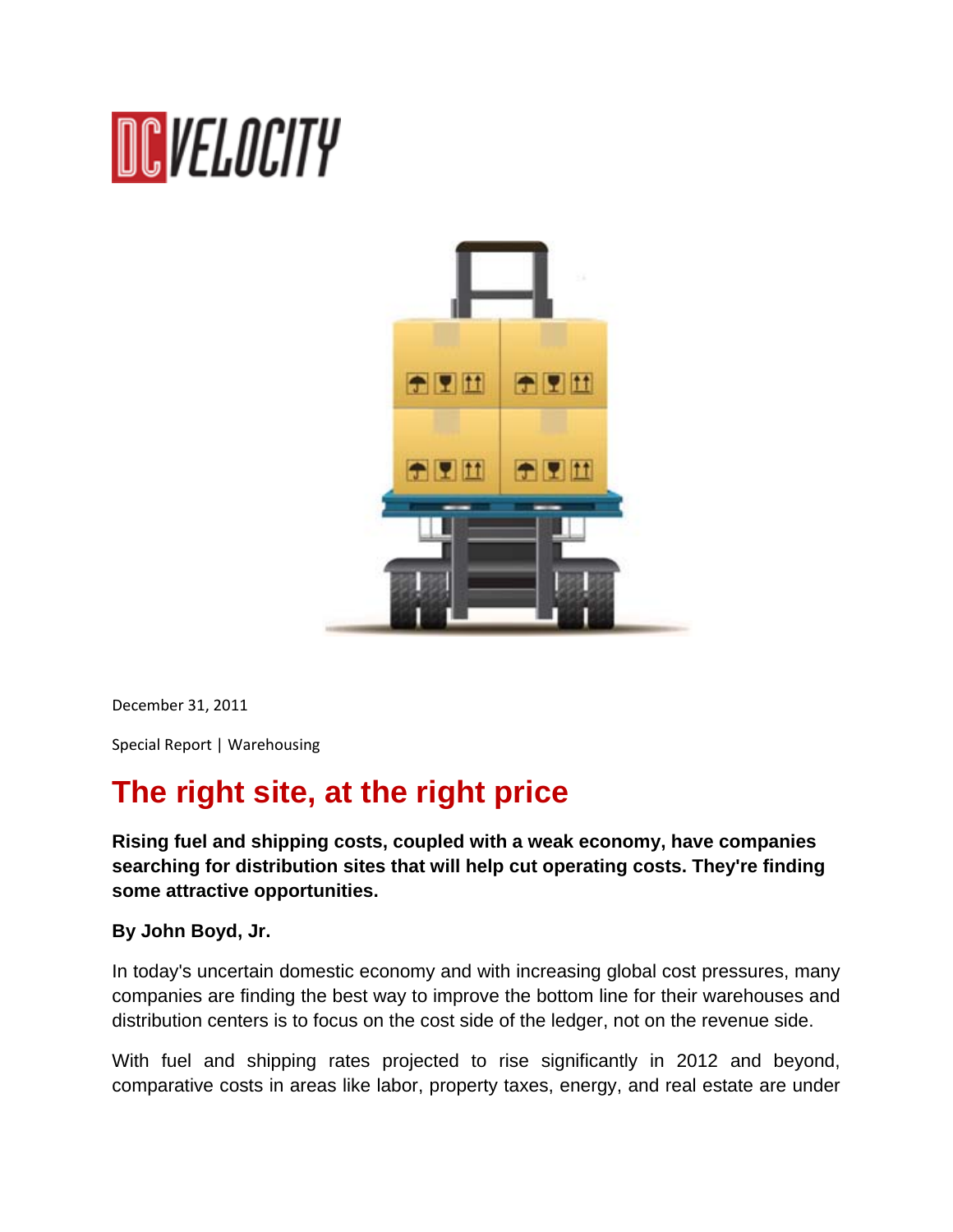DC VELOCITY

December 31, 2011

Special Report | Warehousing

# The right site, at the right price

**Rising fuel and shipping costs, coupled with a weak economy, have companies searching for distribution sites that will help cut operating costs. They're finding some attractive opportunities.**

**By John Boyd, Jr.**

In today's uncertain domestic economy and with increasing global cost pressures, many companies are finding the best way to improve the bottom line for their warehouses and distribution centers is to focus on the cost side of the ledger, not on the revenue side.

With fuel and shipping rates projected to rise significantly in 2012 and beyond, comparative costs in areas like labor, property taxes, energy, and real estate are under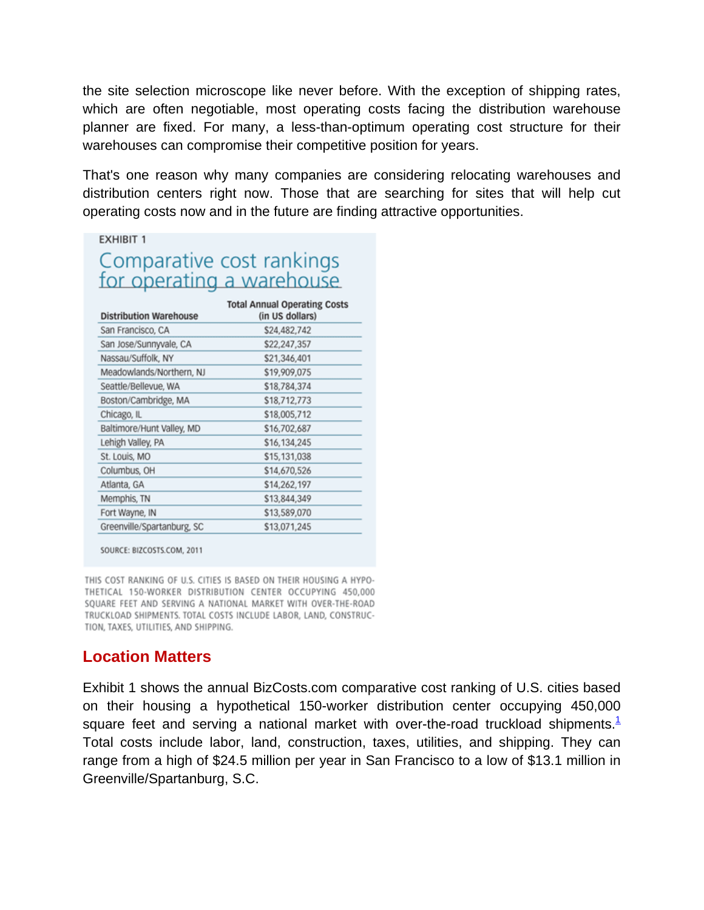the site selection microscope like never before. With the exception of shipping rates, which are often negotiable, most operating costs facing the distribution warehouse planner are fixed. For many, a less-than-optimum operating cost structure for their warehouses can compromise their competitive position for years.

That's one reason why many companies are considering relocating warehouses and distribution centers right now. Those that are searching for sites that will help cut operating costs now and in the future are finding attractive opportunities.

EXHIBIT 1

## Comparative cost rankings for operating a warehouse

| Distribution Warehouse | Total Annual Operating Costs (in US dollars) |
|---|---|
| San Francisco, CA | $24,482,742 |
| San Jose/Sunnyvale, CA | $22,247,357 |
| Nassau/Suffolk, NY | $21,346,401 |
| Meadowlands/Northern, NJ | $19,909,075 |
| Seattle/Bellevue, WA | $18,784,374 |
| Boston/Cambridge, MA | $18,712,773 |
| Chicago, IL | $18,005,712 |
| Baltimore/Hunt Valley, MD | $16,702,687 |
| Lehigh Valley, PA | $16,134,245 |
| St. Louis, MO | $15,131,038 |
| Columbus, OH | $14,670,526 |
| Atlanta, GA | $14,262,197 |
| Memphis, TN | $13,844,349 |
| Fort Wayne, IN | $13,589,070 |
| Greenville/Spartanburg, SC | $13,071,245 |

SOURCE: BIZCOSTS.COM, 2011

THIS COST RANKING OF U.S. CITIES IS BASED ON THEIR HOUSING A HYPOTHETICAL 150-WORKER DISTRIBUTION CENTER OCCUPYING 450,000 SQUARE FEET AND SERVING A NATIONAL MARKET WITH OVER-THE-ROAD TRUCKLOAD SHIPMENTS. TOTAL COSTS INCLUDE LABOR, LAND, CONSTRUCTION, TAXES, UTILITIES, AND SHIPPING.

## Location Matters

Exhibit 1 shows the annual BizCosts.com comparative cost ranking of U.S. cities based on their housing a hypothetical 150-worker distribution center occupying 450,000 square feet and serving a national market with over-the-road truckload shipments.[1] Total costs include labor, land, construction, taxes, utilities, and shipping. They can range from a high of $24.5 million per year in San Francisco to a low of $13.1 million in Greenville/Spartanburg, S.C.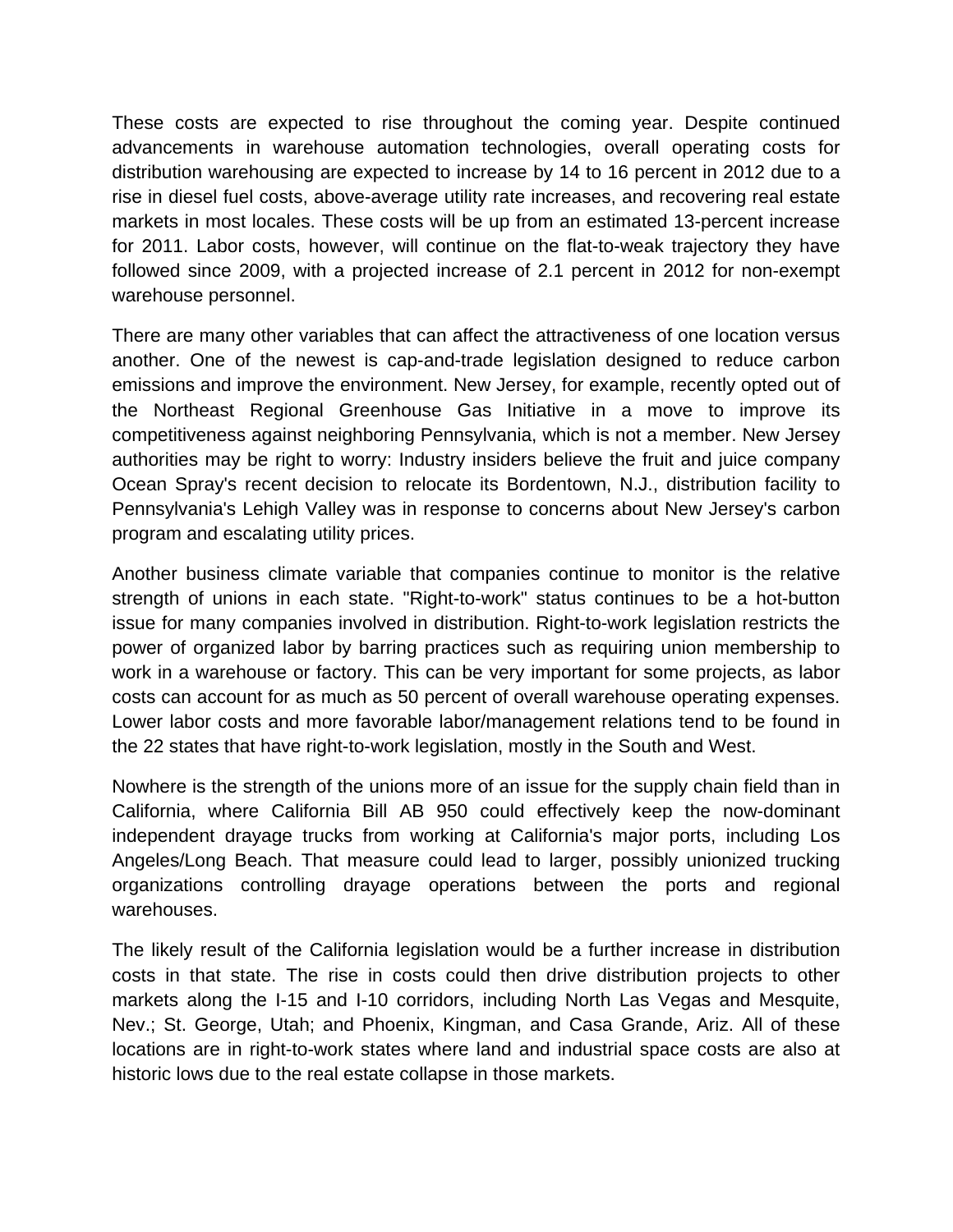These costs are expected to rise throughout the coming year. Despite continued advancements in warehouse automation technologies, overall operating costs for distribution warehousing are expected to increase by 14 to 16 percent in 2012 due to a rise in diesel fuel costs, above-average utility rate increases, and recovering real estate markets in most locales. These costs will be up from an estimated 13-percent increase for 2011. Labor costs, however, will continue on the flat-to-weak trajectory they have followed since 2009, with a projected increase of 2.1 percent in 2012 for non-exempt warehouse personnel.

There are many other variables that can affect the attractiveness of one location versus another. One of the newest is cap-and-trade legislation designed to reduce carbon emissions and improve the environment. New Jersey, for example, recently opted out of the Northeast Regional Greenhouse Gas Initiative in a move to improve its competitiveness against neighboring Pennsylvania, which is not a member. New Jersey authorities may be right to worry: Industry insiders believe the fruit and juice company Ocean Spray's recent decision to relocate its Bordentown, N.J., distribution facility to Pennsylvania's Lehigh Valley was in response to concerns about New Jersey's carbon program and escalating utility prices.

Another business climate variable that companies continue to monitor is the relative strength of unions in each state. "Right-to-work" status continues to be a hot-button issue for many companies involved in distribution. Right-to-work legislation restricts the power of organized labor by barring practices such as requiring union membership to work in a warehouse or factory. This can be very important for some projects, as labor costs can account for as much as 50 percent of overall warehouse operating expenses. Lower labor costs and more favorable labor/management relations tend to be found in the 22 states that have right-to-work legislation, mostly in the South and West.

Nowhere is the strength of the unions more of an issue for the supply chain field than in California, where California Bill AB 950 could effectively keep the now-dominant independent drayage trucks from working at California's major ports, including Los Angeles/Long Beach. That measure could lead to larger, possibly unionized trucking organizations controlling drayage operations between the ports and regional warehouses.

The likely result of the California legislation would be a further increase in distribution costs in that state. The rise in costs could then drive distribution projects to other markets along the I-15 and I-10 corridors, including North Las Vegas and Mesquite, Nev.; St. George, Utah; and Phoenix, Kingman, and Casa Grande, Ariz. All of these locations are in right-to-work states where land and industrial space costs are also at historic lows due to the real estate collapse in those markets.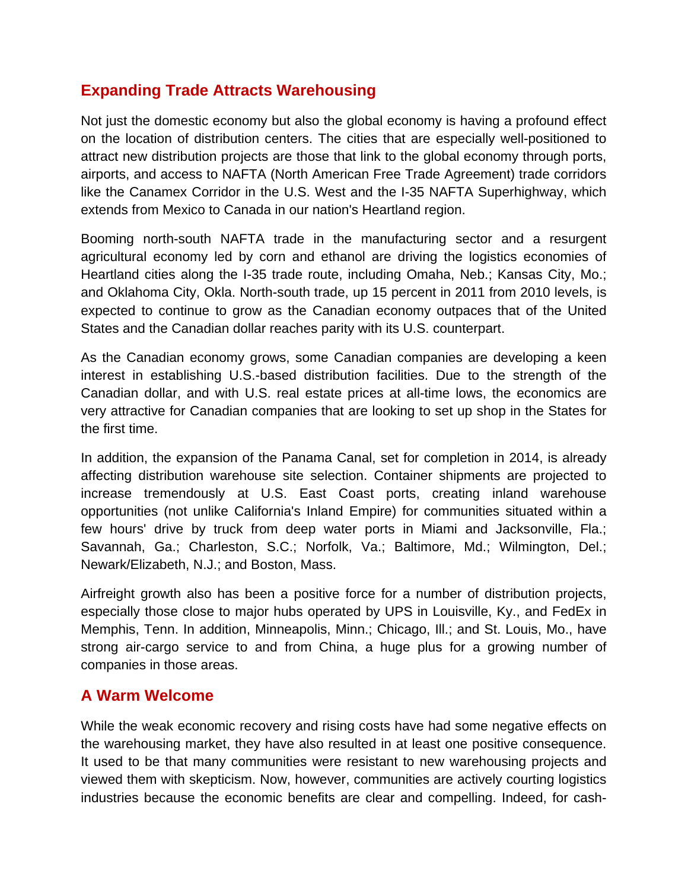## Expanding Trade Attracts Warehousing

Not just the domestic economy but also the global economy is having a profound effect on the location of distribution centers. The cities that are especially well-positioned to attract new distribution projects are those that link to the global economy through ports, airports, and access to NAFTA (North American Free Trade Agreement) trade corridors like the Canamex Corridor in the U.S. West and the I-35 NAFTA Superhighway, which extends from Mexico to Canada in our nation's Heartland region.

Booming north-south NAFTA trade in the manufacturing sector and a resurgent agricultural economy led by corn and ethanol are driving the logistics economies of Heartland cities along the I-35 trade route, including Omaha, Neb.; Kansas City, Mo.; and Oklahoma City, Okla. North-south trade, up 15 percent in 2011 from 2010 levels, is expected to continue to grow as the Canadian economy outpaces that of the United States and the Canadian dollar reaches parity with its U.S. counterpart.

As the Canadian economy grows, some Canadian companies are developing a keen interest in establishing U.S.-based distribution facilities. Due to the strength of the Canadian dollar, and with U.S. real estate prices at all-time lows, the economics are very attractive for Canadian companies that are looking to set up shop in the States for the first time.

In addition, the expansion of the Panama Canal, set for completion in 2014, is already affecting distribution warehouse site selection. Container shipments are projected to increase tremendously at U.S. East Coast ports, creating inland warehouse opportunities (not unlike California's Inland Empire) for communities situated within a few hours' drive by truck from deep water ports in Miami and Jacksonville, Fla.; Savannah, Ga.; Charleston, S.C.; Norfolk, Va.; Baltimore, Md.; Wilmington, Del.; Newark/Elizabeth, N.J.; and Boston, Mass.

Airfreight growth also has been a positive force for a number of distribution projects, especially those close to major hubs operated by UPS in Louisville, Ky., and FedEx in Memphis, Tenn. In addition, Minneapolis, Minn.; Chicago, Ill.; and St. Louis, Mo., have strong air-cargo service to and from China, a huge plus for a growing number of companies in those areas.

## A Warm Welcome

While the weak economic recovery and rising costs have had some negative effects on the warehousing market, they have also resulted in at least one positive consequence. It used to be that many communities were resistant to new warehousing projects and viewed them with skepticism. Now, however, communities are actively courting logistics industries because the economic benefits are clear and compelling. Indeed, for cash-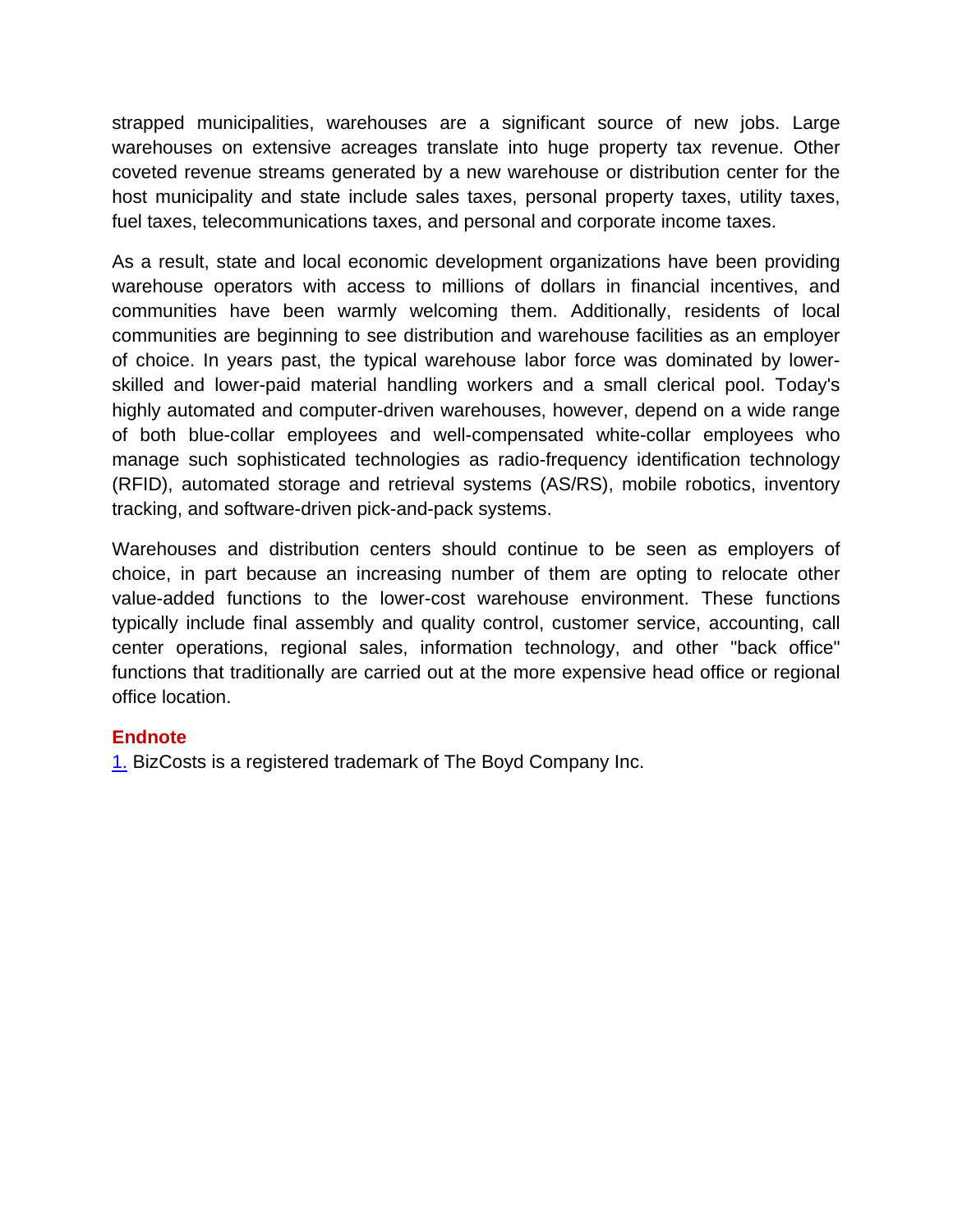strapped municipalities, warehouses are a significant source of new jobs. Large warehouses on extensive acreages translate into huge property tax revenue. Other coveted revenue streams generated by a new warehouse or distribution center for the host municipality and state include sales taxes, personal property taxes, utility taxes, fuel taxes, telecommunications taxes, and personal and corporate income taxes.

As a result, state and local economic development organizations have been providing warehouse operators with access to millions of dollars in financial incentives, and communities have been warmly welcoming them. Additionally, residents of local communities are beginning to see distribution and warehouse facilities as an employer of choice. In years past, the typical warehouse labor force was dominated by lower-skilled and lower-paid material handling workers and a small clerical pool. Today's highly automated and computer-driven warehouses, however, depend on a wide range of both blue-collar employees and well-compensated white-collar employees who manage such sophisticated technologies as radio-frequency identification technology (RFID), automated storage and retrieval systems (AS/RS), mobile robotics, inventory tracking, and software-driven pick-and-pack systems.

Warehouses and distribution centers should continue to be seen as employers of choice, in part because an increasing number of them are opting to relocate other value-added functions to the lower-cost warehouse environment. These functions typically include final assembly and quality control, customer service, accounting, call center operations, regional sales, information technology, and other "back office" functions that traditionally are carried out at the more expensive head office or regional office location.

**Endnote**

1. BizCosts is a registered trademark of The Boyd Company Inc.